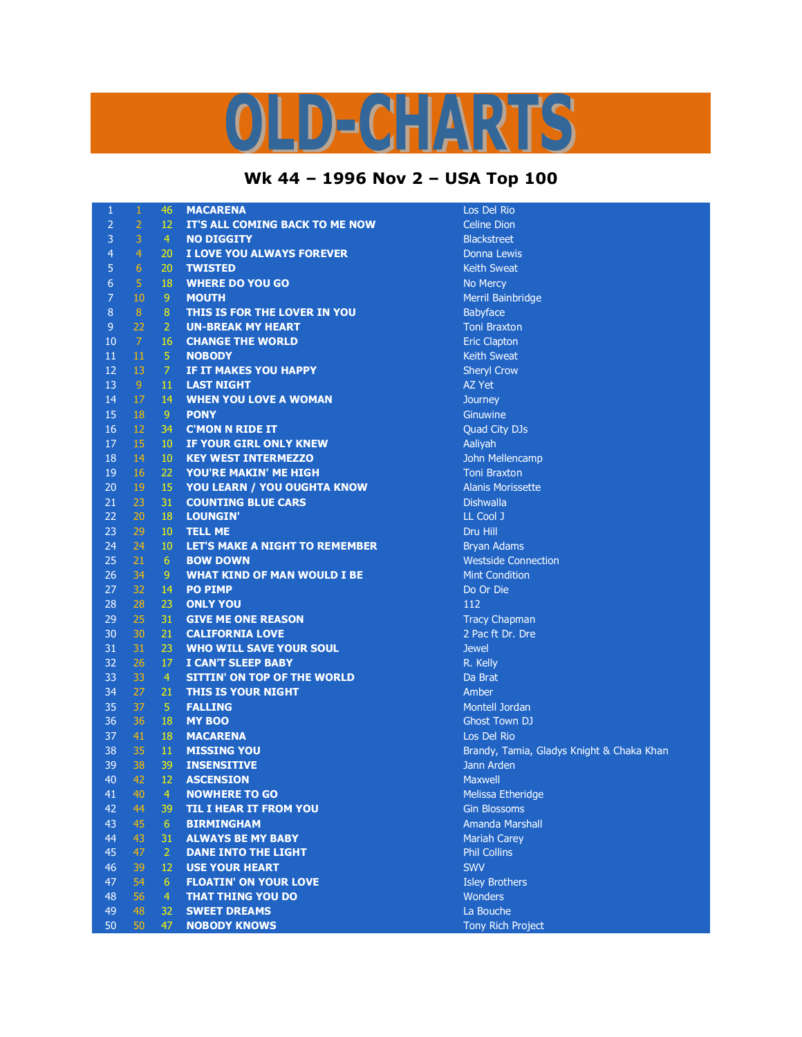# OLD-CHARTS

## Wk 44 – 1996 Nov 2 – USA Top 100

| | | | | |
|---|---|---|---|---|
| 1 | 1 | 46 | **MACARENA** | Los Del Rio |
| 2 | 2 | 12 | **IT'S ALL COMING BACK TO ME NOW** | Celine Dion |
| 3 | 3 | 4 | **NO DIGGITY** | Blackstreet |
| 4 | 4 | 20 | **I LOVE YOU ALWAYS FOREVER** | Donna Lewis |
| 5 | 6 | 20 | **TWISTED** | Keith Sweat |
| 6 | 5 | 18 | **WHERE DO YOU GO** | No Mercy |
| 7 | 10 | 9 | **MOUTH** | Merril Bainbridge |
| 8 | 8 | 8 | **THIS IS FOR THE LOVER IN YOU** | Babyface |
| 9 | 22 | 2 | **UN-BREAK MY HEART** | Toni Braxton |
| 10 | 7 | 16 | **CHANGE THE WORLD** | Eric Clapton |
| 11 | 11 | 5 | **NOBODY** | Keith Sweat |
| 12 | 13 | 7 | **IF IT MAKES YOU HAPPY** | Sheryl Crow |
| 13 | 9 | 11 | **LAST NIGHT** | AZ Yet |
| 14 | 17 | 14 | **WHEN YOU LOVE A WOMAN** | Journey |
| 15 | 18 | 9 | **PONY** | Ginuwine |
| 16 | 12 | 34 | **C'MON N RIDE IT** | Quad City DJs |
| 17 | 15 | 10 | **IF YOUR GIRL ONLY KNEW** | Aaliyah |
| 18 | 14 | 10 | **KEY WEST INTERMEZZO** | John Mellencamp |
| 19 | 16 | 22 | **YOU'RE MAKIN' ME HIGH** | Toni Braxton |
| 20 | 19 | 15 | **YOU LEARN / YOU OUGHTA KNOW** | Alanis Morissette |
| 21 | 23 | 31 | **COUNTING BLUE CARS** | Dishwalla |
| 22 | 20 | 18 | **LOUNGIN'** | LL Cool J |
| 23 | 29 | 10 | **TELL ME** | Dru Hill |
| 24 | 24 | 10 | **LET'S MAKE A NIGHT TO REMEMBER** | Bryan Adams |
| 25 | 21 | 6 | **BOW DOWN** | Westside Connection |
| 26 | 34 | 9 | **WHAT KIND OF MAN WOULD I BE** | Mint Condition |
| 27 | 32 | 14 | **PO PIMP** | Do Or Die |
| 28 | 28 | 23 | **ONLY YOU** | 112 |
| 29 | 25 | 31 | **GIVE ME ONE REASON** | Tracy Chapman |
| 30 | 30 | 21 | **CALIFORNIA LOVE** | 2 Pac ft Dr. Dre |
| 31 | 31 | 23 | **WHO WILL SAVE YOUR SOUL** | Jewel |
| 32 | 26 | 17 | **I CAN'T SLEEP BABY** | R. Kelly |
| 33 | 33 | 4 | **SITTIN' ON TOP OF THE WORLD** | Da Brat |
| 34 | 27 | 21 | **THIS IS YOUR NIGHT** | Amber |
| 35 | 37 | 5 | **FALLING** | Montell Jordan |
| 36 | 36 | 18 | **MY BOO** | Ghost Town DJ |
| 37 | 41 | 18 | **MACARENA** | Los Del Rio |
| 38 | 35 | 11 | **MISSING YOU** | Brandy, Tamia, Gladys Knight & Chaka Khan |
| 39 | 38 | 39 | **INSENSITIVE** | Jann Arden |
| 40 | 42 | 12 | **ASCENSION** | Maxwell |
| 41 | 40 | 4 | **NOWHERE TO GO** | Melissa Etheridge |
| 42 | 44 | 39 | **TIL I HEAR IT FROM YOU** | Gin Blossoms |
| 43 | 45 | 6 | **BIRMINGHAM** | Amanda Marshall |
| 44 | 43 | 31 | **ALWAYS BE MY BABY** | Mariah Carey |
| 45 | 47 | 2 | **DANE INTO THE LIGHT** | Phil Collins |
| 46 | 39 | 12 | **USE YOUR HEART** | SWV |
| 47 | 54 | 6 | **FLOATIN' ON YOUR LOVE** | Isley Brothers |
| 48 | 56 | 4 | **THAT THING YOU DO** | Wonders |
| 49 | 48 | 32 | **SWEET DREAMS** | La Bouche |
| 50 | 50 | 47 | **NOBODY KNOWS** | Tony Rich Project |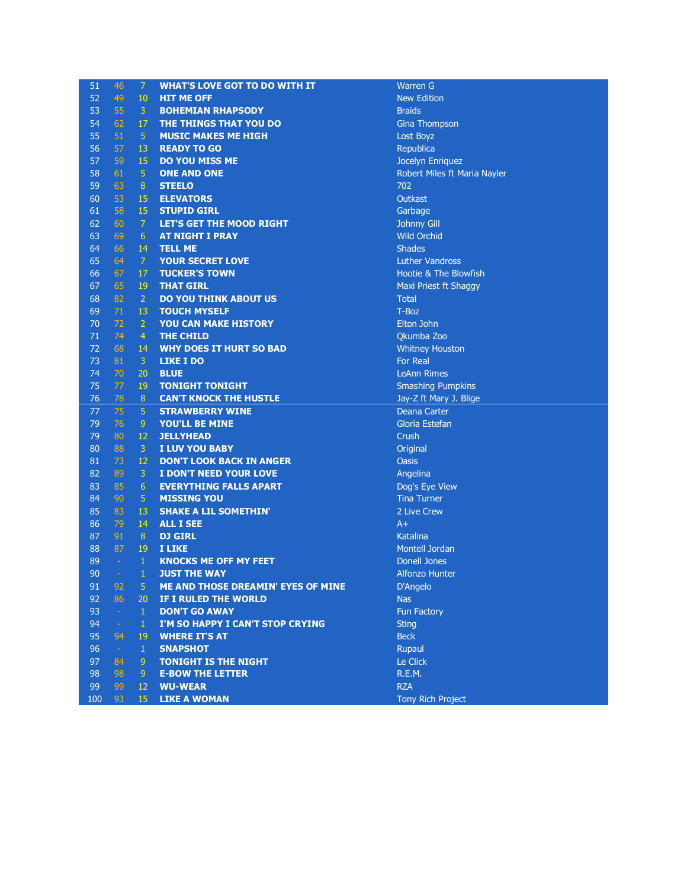| | | | | |
|---|---|---|---|---|
| 51 | 46 | 7 | **WHAT'S LOVE GOT TO DO WITH IT** | Warren G |
| 52 | 49 | 10 | **HIT ME OFF** | New Edition |
| 53 | 55 | 3 | **BOHEMIAN RHAPSODY** | Braids |
| 54 | 62 | 17 | **THE THINGS THAT YOU DO** | Gina Thompson |
| 55 | 51 | 5 | **MUSIC MAKES ME HIGH** | Lost Boyz |
| 56 | 57 | 13 | **READY TO GO** | Republica |
| 57 | 59 | 15 | **DO YOU MISS ME** | Jocelyn Enriquez |
| 58 | 61 | 5 | **ONE AND ONE** | Robert Miles ft Maria Nayler |
| 59 | 63 | 8 | **STEELO** | 702 |
| 60 | 53 | 15 | **ELEVATORS** | Outkast |
| 61 | 58 | 15 | **STUPID GIRL** | Garbage |
| 62 | 60 | 7 | **LET'S GET THE MOOD RIGHT** | Johnny Gill |
| 63 | 69 | 6 | **AT NIGHT I PRAY** | Wild Orchid |
| 64 | 66 | 14 | **TELL ME** | Shades |
| 65 | 64 | 7 | **YOUR SECRET LOVE** | Luther Vandross |
| 66 | 67 | 17 | **TUCKER'S TOWN** | Hootie & The Blowfish |
| 67 | 65 | 19 | **THAT GIRL** | Maxi Priest ft Shaggy |
| 68 | 82 | 2 | **DO YOU THINK ABOUT US** | Total |
| 69 | 71 | 13 | **TOUCH MYSELF** | T-Boz |
| 70 | 72 | 2 | **YOU CAN MAKE HISTORY** | Elton John |
| 71 | 74 | 4 | **THE CHILD** | Qkumba Zoo |
| 72 | 68 | 14 | **WHY DOES IT HURT SO BAD** | Whitney Houston |
| 73 | 81 | 3 | **LIKE I DO** | For Real |
| 74 | 70 | 20 | **BLUE** | LeAnn Rimes |
| 75 | 77 | 19 | **TONIGHT TONIGHT** | Smashing Pumpkins |
| 76 | 78 | 8 | **CAN'T KNOCK THE HUSTLE** | Jay-Z ft Mary J. Blige |
| 77 | 75 | 5 | **STRAWBERRY WINE** | Deana Carter |
| 79 | 76 | 9 | **YOU'LL BE MINE** | Gloria Estefan |
| 79 | 80 | 12 | **JELLYHEAD** | Crush |
| 80 | 88 | 3 | **I LUV YOU BABY** | Original |
| 81 | 73 | 12 | **DON'T LOOK BACK IN ANGER** | Oasis |
| 82 | 89 | 3 | **I DON'T NEED YOUR LOVE** | Angelina |
| 83 | 85 | 6 | **EVERYTHING FALLS APART** | Dog's Eye View |
| 84 | 90 | 5 | **MISSING YOU** | Tina Turner |
| 85 | 83 | 13 | **SHAKE A LIL SOMETHIN'** | 2 Live Crew |
| 86 | 79 | 14 | **ALL I SEE** | A+ |
| 87 | 91 | 8 | **DJ GIRL** | Katalina |
| 88 | 87 | 19 | **I LIKE** | Montell Jordan |
| 89 | - | 1 | **KNOCKS ME OFF MY FEET** | Donell Jones |
| 90 | - | 1 | **JUST THE WAY** | Alfonzo Hunter |
| 91 | 92 | 5 | **ME AND THOSE DREAMIN' EYES OF MINE** | D'Angelo |
| 92 | 86 | 20 | **IF I RULED THE WORLD** | Nas |
| 93 | - | 1 | **DON'T GO AWAY** | Fun Factory |
| 94 | - | 1 | **I'M SO HAPPY I CAN'T STOP CRYING** | Sting |
| 95 | 94 | 19 | **WHERE IT'S AT** | Beck |
| 96 | - | 1 | **SNAPSHOT** | Rupaul |
| 97 | 84 | 9 | **TONIGHT IS THE NIGHT** | Le Click |
| 98 | 98 | 9 | **E-BOW THE LETTER** | R.E.M. |
| 99 | 99 | 12 | **WU-WEAR** | RZA |
| 100 | 93 | 15 | **LIKE A WOMAN** | Tony Rich Project |